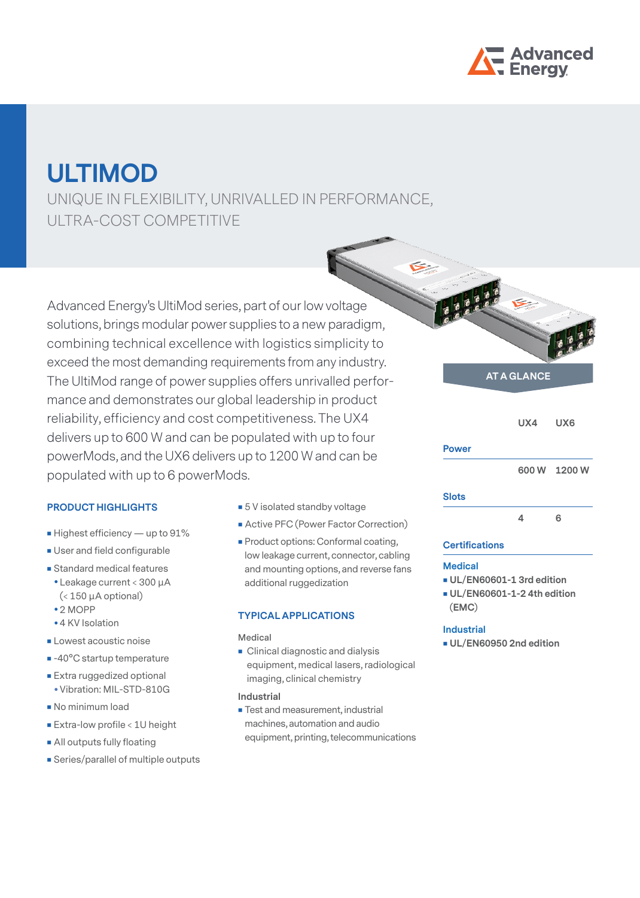# ULTIMOD

UNIQUE IN FLEXIBILITY, UNRIVALLED IN PERFORMANCE, ULTRA-COST COMPETITIVE

Advanced Energy's UltiMod series, part of our low voltage solutions, brings modular power supplies to a new paradigm, combining technical excellence with logistics simplicity to exceed the most demanding requirements from any industry. The UltiMod range of power supplies offers unrivalled performance and demonstrates our global leadership in product reliability, efficiency and cost competitiveness. The UX4 delivers up to 600 W and can be populated with up to four powerMods, and the UX6 delivers up to 1200 W and can be populated with up to 6 powerMods.

## PRODUCT HIGHLIGHTS

- Highest efficiency — up to 91%
- User and field configurable
- Standard medical features
  - Leakage current < 300 µA (< 150 µA optional)
  - 2 MOPP
  - 4 KV Isolation
- Lowest acoustic noise
- -40°C startup temperature
- Extra ruggedized optional
  - Vibration: MIL-STD-810G
- No minimum load
- Extra-low profile < 1U height
- All outputs fully floating
- Series/parallel of multiple outputs
- 5 V isolated standby voltage
- Active PFC (Power Factor Correction)
- Product options: Conformal coating, low leakage current, connector, cabling and mounting options, and reverse fans additional ruggedization

## TYPICAL APPLICATIONS

Medical

- Clinical diagnostic and dialysis equipment, medical lasers, radiological imaging, clinical chemistry

Industrial

- Test and measurement, industrial machines, automation and audio equipment, printing, telecommunications

## AT A GLANCE

| | UX4 | UX6 |
|---|---|---|
| **Power** | 600 W | 1200 W |
| **Slots** | 4 | 6 |

**Certifications**

**Medical**

- **UL/EN60601-1 3rd edition**
- **UL/EN60601-1-2 4th edition (EMC)**

**Industrial**

- **UL/EN60950 2nd edition**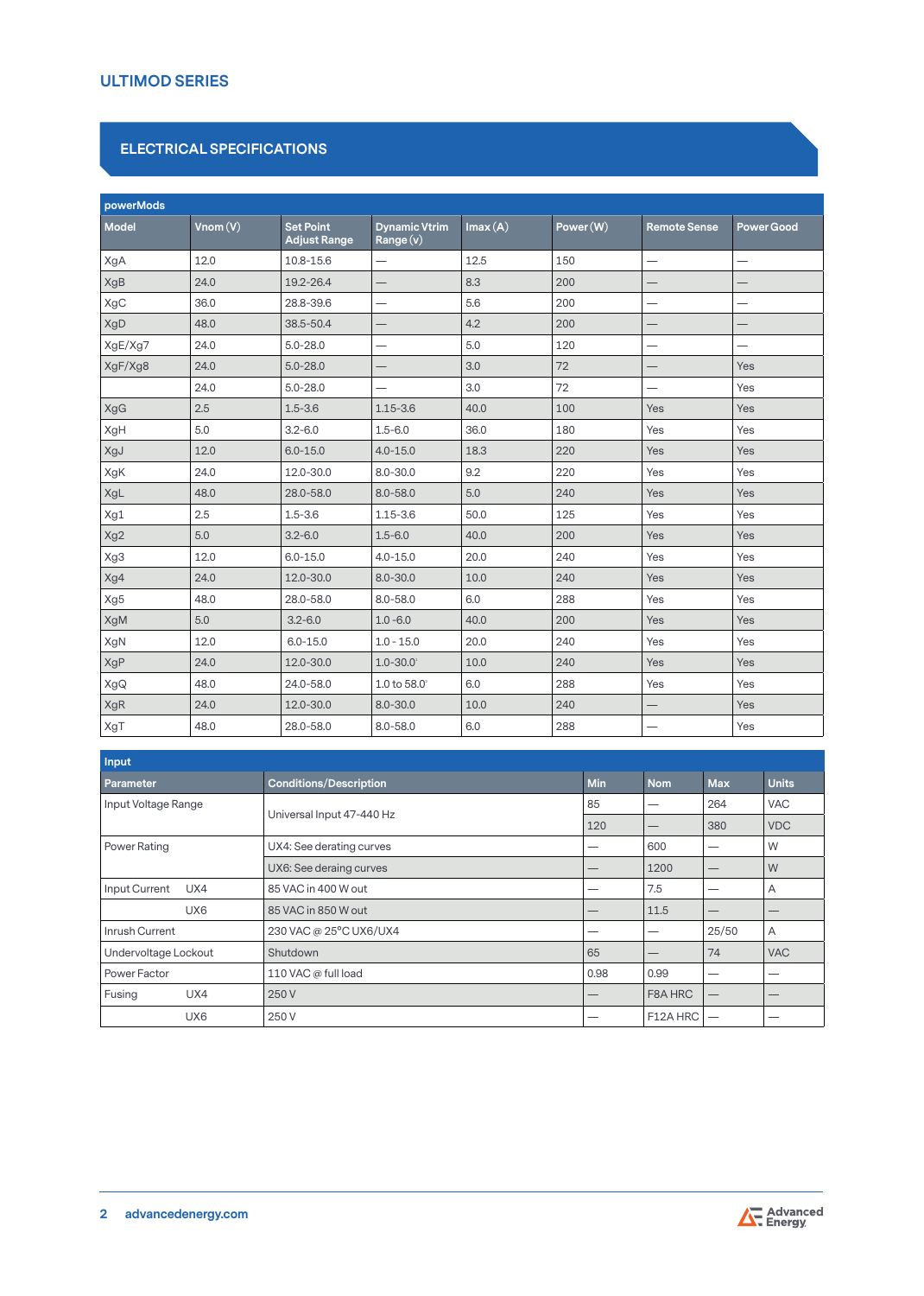## ULTIMOD SERIES

## ELECTRICAL SPECIFICATIONS

| powerMods | | | | | | | |
|---|---|---|---|---|---|---|---|
| Model | Vnom (V) | Set Point Adjust Range | Dynamic Vtrim Range (v) | Imax (A) | Power (W) | Remote Sense | Power Good |
| XgA | 12.0 | 10.8-15.6 | — | 12.5 | 150 | — | — |
| XgB | 24.0 | 19.2-26.4 | — | 8.3 | 200 | — | — |
| XgC | 36.0 | 28.8-39.6 | — | 5.6 | 200 | — | — |
| XgD | 48.0 | 38.5-50.4 | — | 4.2 | 200 | — | — |
| XgE/Xg7 | 24.0 | 5.0-28.0 | — | 5.0 | 120 | — | — |
| XgF/Xg8 | 24.0 | 5.0-28.0 | — | 3.0 | 72 | — | Yes |
| | 24.0 | 5.0-28.0 | — | 3.0 | 72 | — | Yes |
| XgG | 2.5 | 1.5-3.6 | 1.15-3.6 | 40.0 | 100 | Yes | Yes |
| XgH | 5.0 | 3.2-6.0 | 1.5-6.0 | 36.0 | 180 | Yes | Yes |
| XgJ | 12.0 | 6.0-15.0 | 4.0-15.0 | 18.3 | 220 | Yes | Yes |
| XgK | 24.0 | 12.0-30.0 | 8.0-30.0 | 9.2 | 220 | Yes | Yes |
| XgL | 48.0 | 28.0-58.0 | 8.0-58.0 | 5.0 | 240 | Yes | Yes |
| Xg1 | 2.5 | 1.5-3.6 | 1.15-3.6 | 50.0 | 125 | Yes | Yes |
| Xg2 | 5.0 | 3.2-6.0 | 1.5-6.0 | 40.0 | 200 | Yes | Yes |
| Xg3 | 12.0 | 6.0-15.0 | 4.0-15.0 | 20.0 | 240 | Yes | Yes |
| Xg4 | 24.0 | 12.0-30.0 | 8.0-30.0 | 10.0 | 240 | Yes | Yes |
| Xg5 | 48.0 | 28.0-58.0 | 8.0-58.0 | 6.0 | 288 | Yes | Yes |
| XgM | 5.0 | 3.2-6.0 | 1.0 -6.0 | 40.0 | 200 | Yes | Yes |
| XgN | 12.0 | 6.0-15.0 | 1.0 - 15.0 | 20.0 | 240 | Yes | Yes |
| XgP | 24.0 | 12.0-30.0 | 1.0-30.0[1] | 10.0 | 240 | Yes | Yes |
| XgQ | 48.0 | 24.0-58.0 | 1.0 to 58.0[1] | 6.0 | 288 | Yes | Yes |
| XgR | 24.0 | 12.0-30.0 | 8.0-30.0 | 10.0 | 240 | — | Yes |
| XgT | 48.0 | 28.0-58.0 | 8.0-58.0 | 6.0 | 288 | — | Yes |

| Input | | | | | |
|---|---|---|---|---|---|
| Parameter | Conditions/Description | Min | Nom | Max | Units |
| Input Voltage Range | Universal Input 47-440 Hz | 85 | — | 264 | VAC |
| | | 120 | — | 380 | VDC |
| Power Rating | UX4: See derating curves | — | 600 | — | W |
| | UX6: See deraing curves | — | 1200 | — | W |
| Input Current UX4 | 85 VAC in 400 W out | — | 7.5 | — | A |
| UX6 | 85 VAC in 850 W out | — | 11.5 | — | — |
| Inrush Current | 230 VAC @ 25°C UX6/UX4 | — | — | 25/50 | A |
| Undervoltage Lockout | Shutdown | 65 | — | 74 | VAC |
| Power Factor | 110 VAC @ full load | 0.98 | 0.99 | — | — |
| Fusing UX4 | 250 V | — | F8A HRC | — | — |
| UX6 | 250 V | — | F12A HRC | — | — |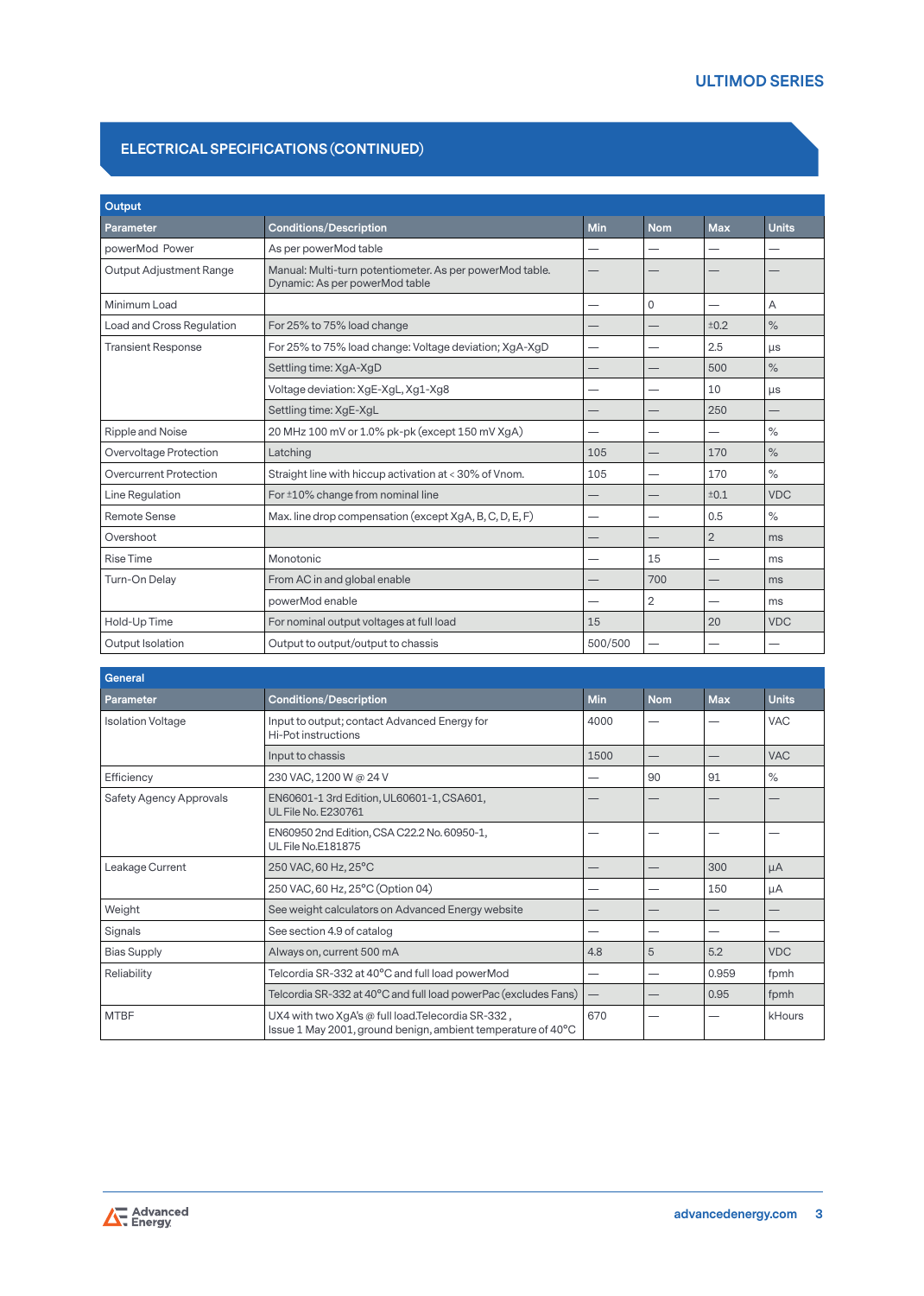## ELECTRICAL SPECIFICATIONS (CONTINUED)

| Output | | | | | |
|---|---|---|---|---|---|
| **Parameter** | **Conditions/Description** | **Min** | **Nom** | **Max** | **Units** |
| powerMod Power | As per powerMod table | — | — | — | — |
| Output Adjustment Range | Manual: Multi-turn potentiometer. As per powerMod table. Dynamic: As per powerMod table | — | — | — | — |
| Minimum Load | | — | 0 | — | A |
| Load and Cross Regulation | For 25% to 75% load change | — | — | ±0.2 | % |
| Transient Response | For 25% to 75% load change: Voltage deviation; XgA-XgD | — | — | 2.5 | µs |
| | Settling time: XgA-XgD | — | — | 500 | % |
| | Voltage deviation: XgE-XgL, Xg1-Xg8 | — | — | 10 | µs |
| | Settling time: XgE-XgL | — | — | 250 | — |
| Ripple and Noise | 20 MHz 100 mV or 1.0% pk-pk (except 150 mV XgA) | — | — | — | % |
| Overvoltage Protection | Latching | 105 | — | 170 | % |
| Overcurrent Protection | Straight line with hiccup activation at < 30% of Vnom. | 105 | — | 170 | % |
| Line Regulation | For ±10% change from nominal line | — | — | ±0.1 | VDC |
| Remote Sense | Max. line drop compensation (except XgA, B, C, D, E, F) | — | — | 0.5 | % |
| Overshoot | | — | — | 2 | ms |
| Rise Time | Monotonic | — | 15 | — | ms |
| Turn-On Delay | From AC in and global enable | — | 700 | — | ms |
| | powerMod enable | — | 2 | — | ms |
| Hold-Up Time | For nominal output voltages at full load | 15 | | 20 | VDC |
| Output Isolation | Output to output/output to chassis | 500/500 | — | — | — |

| General | | | | | |
|---|---|---|---|---|---|
| **Parameter** | **Conditions/Description** | **Min** | **Nom** | **Max** | **Units** |
| Isolation Voltage | Input to output; contact Advanced Energy for Hi-Pot instructions | 4000 | — | — | VAC |
| | Input to chassis | 1500 | — | — | VAC |
| Efficiency | 230 VAC, 1200 W @ 24 V | — | 90 | 91 | % |
| Safety Agency Approvals | EN60601-1 3rd Edition, UL60601-1, CSA601, UL File No. E230761 | — | — | — | — |
| | EN60950 2nd Edition, CSA C22.2 No. 60950-1, UL File No.E181875 | — | — | — | — |
| Leakage Current | 250 VAC, 60 Hz, 25°C | — | — | 300 | µA |
| | 250 VAC, 60 Hz, 25°C (Option 04) | — | — | 150 | µA |
| Weight | See weight calculators on Advanced Energy website | — | — | — | — |
| Signals | See section 4.9 of catalog | — | — | — | — |
| Bias Supply | Always on, current 500 mA | 4.8 | 5 | 5.2 | VDC |
| Reliability | Telcordia SR-332 at 40°C and full load powerMod | — | — | 0.959 | fpmh |
| | Telcordia SR-332 at 40°C and full load powerPac (excludes Fans) | — | — | 0.95 | fpmh |
| MTBF | UX4 with two XgA's @ full load.Telecordia SR-332 , Issue 1 May 2001, ground benign, ambient temperature of 40°C | 670 | — | — | kHours |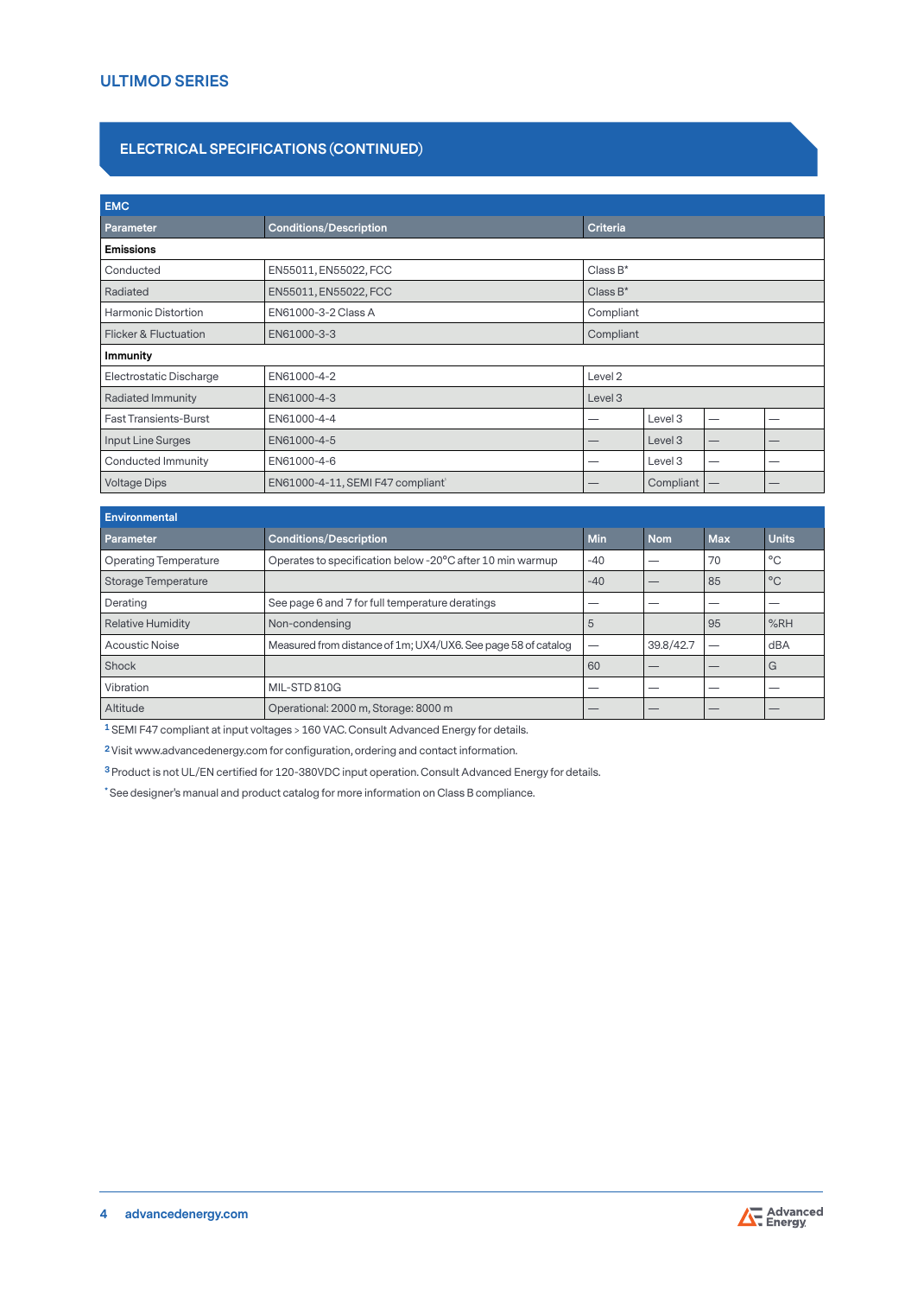## ELECTRICAL SPECIFICATIONS (CONTINUED)

| EMC | | | | | |
|---|---|---|---|---|---|
| **Parameter** | **Conditions/Description** | **Criteria** | | | |
| **Emissions** | | | | | |
| Conducted | EN55011, EN55022, FCC | Class B* | | | |
| Radiated | EN55011, EN55022, FCC | Class B* | | | |
| Harmonic Distortion | EN61000-3-2 Class A | Compliant | | | |
| Flicker & Fluctuation | EN61000-3-3 | Compliant | | | |
| **Immunity** | | | | | |
| Electrostatic Discharge | EN61000-4-2 | Level 2 | | | |
| Radiated Immunity | EN61000-4-3 | Level 3 | | | |
| Fast Transients-Burst | EN61000-4-4 | — | Level 3 | — | — |
| Input Line Surges | EN61000-4-5 | — | Level 3 | — | — |
| Conducted Immunity | EN61000-4-6 | — | Level 3 | — | — |
| Voltage Dips | EN61000-4-11, SEMI F47 compliant[1] | — | Compliant | — | — |

| Environmental | | | | | |
|---|---|---|---|---|---|
| **Parameter** | **Conditions/Description** | **Min** | **Nom** | **Max** | **Units** |
| Operating Temperature | Operates to specification below -20°C after 10 min warmup | -40 | — | 70 | °C |
| Storage Temperature | | -40 | — | 85 | °C |
| Derating | See page 6 and 7 for full temperature deratings | — | — | — | — |
| Relative Humidity | Non-condensing | 5 | | 95 | %RH |
| Acoustic Noise | Measured from distance of 1m; UX4/UX6. See page 58 of catalog | — | 39.8/42.7 | — | dBA |
| Shock | | 60 | — | — | G |
| Vibration | MIL-STD 810G | — | — | — | — |
| Altitude | Operational: 2000 m, Storage: 8000 m | — | — | — | — |

[1] SEMI F47 compliant at input voltages > 160 VAC. Consult Advanced Energy for details.

[2] Visit www.advancedenergy.com for configuration, ordering and contact information.

[3] Product is not UL/EN certified for 120-380VDC input operation. Consult Advanced Energy for details.

[*] See designer's manual and product catalog for more information on Class B compliance.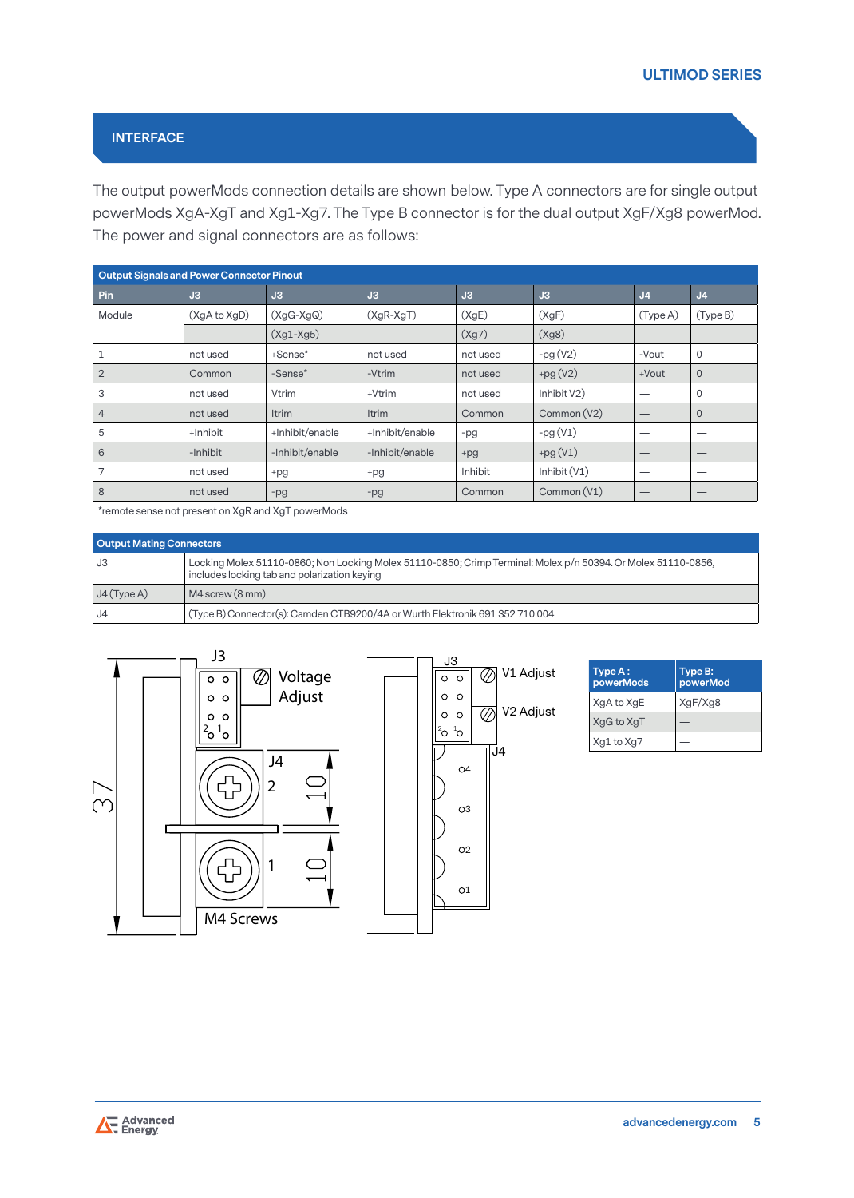## INTERFACE

The output powerMods connection details are shown below. Type A connectors are for single output powerMods XgA-XgT and Xg1-Xg7. The Type B connector is for the dual output XgF/Xg8 powerMod. The power and signal connectors are as follows:

**Output Signals and Power Connector Pinout**

| Pin | J3 | J3 | J3 | J3 | J3 | J4 | J4 |
|---|---|---|---|---|---|---|---|
| Module | (XgA to XgD) | (XgG-XgQ) | (XgR-XgT) | (XgE) | (XgF) | (Type A) | (Type B) |
| | | (Xg1-Xg5) | | (Xg7) | (Xg8) | — | — |
| 1 | not used | +Sense* | not used | not used | -pg (V2) | -Vout | 0 |
| 2 | Common | -Sense* | -Vtrim | not used | +pg (V2) | +Vout | 0 |
| 3 | not used | Vtrim | +Vtrim | not used | Inhibit V2) | — | 0 |
| 4 | not used | Itrim | Itrim | Common | Common (V2) | — | 0 |
| 5 | +Inhibit | +Inhibit/enable | +Inhibit/enable | -pg | -pg (V1) | — | — |
| 6 | -Inhibit | -Inhibit/enable | -Inhibit/enable | +pg | +pg (V1) | — | — |
| 7 | not used | +pg | +pg | Inhibit | Inhibit (V1) | — | — |
| 8 | not used | -pg | -pg | Common | Common (V1) | — | — |

*remote sense not present on XgR and XgT powerMods

**Output Mating Connectors**

| | |
|---|---|
| J3 | Locking Molex 51110-0860; Non Locking Molex 51110-0850; Crimp Terminal: Molex p/n 50394. Or Molex 51110-0856, includes locking tab and polarization keying |
| J4 (Type A) | M4 screw (8 mm) |
| J4 | (Type B) Connector(s): Camden CTB9200/4A or Wurth Elektronik 691 352 710 004 |

J3, Voltage Adjust, J4, 2, 1, M4 Screws, 37, 10, 10

J3, V1 Adjust, V2 Adjust, J4, 4, 3, 2, 1

| Type A : powerMods | Type B: powerMod |
|---|---|
| XgA to XgE | XgF/Xg8 |
| XgG to XgT | — |
| Xg1 to Xg7 | — |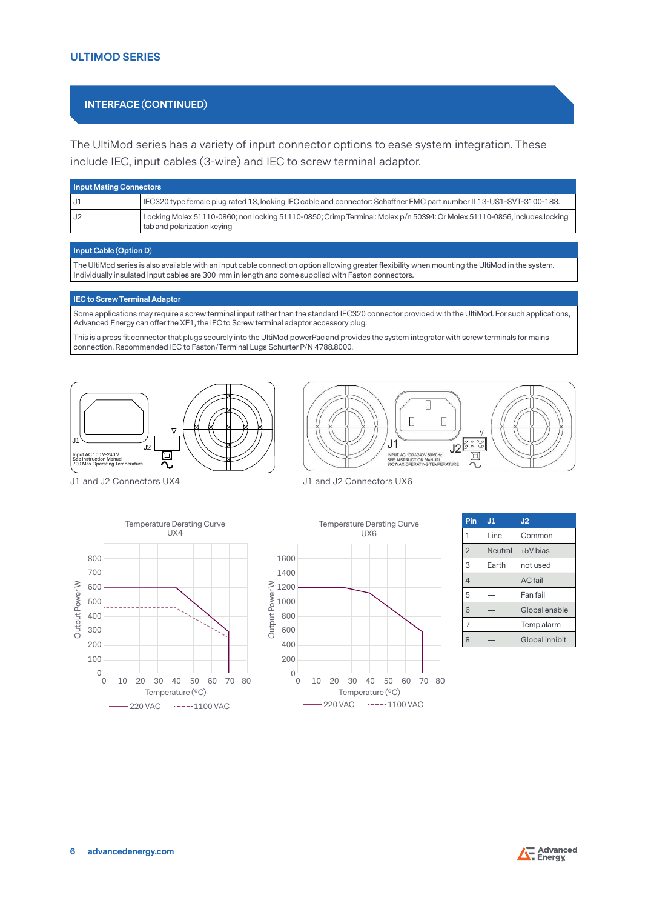## INTERFACE (CONTINUED)

The UltiMod series has a variety of input connector options to ease system integration. These include IEC, input cables (3-wire) and IEC to screw terminal adaptor.

| Input Mating Connectors | |
|---|---|
| J1 | IEC320 type female plug rated 13, locking IEC cable and connector: Schaffner EMC part number IL13-US1-SVT-3100-183. |
| J2 | Locking Molex 51110-0860; non locking 51110-0850; Crimp Terminal: Molex p/n 50394: Or Molex 51110-0856, includes locking tab and polarization keying |

| Input Cable (Option D) |
|---|
| The UltiMod series is also available with an input cable connection option allowing greater flexibility when mounting the UltiMod in the system. Individually insulated input cables are 300 mm in length and come supplied with Faston connectors. |

| IEC to Screw Terminal Adaptor |
|---|
| Some applications may require a screw terminal input rather than the standard IEC320 connector provided with the UltiMod. For such applications, Advanced Energy can offer the XE1, the IEC to Screw terminal adaptor accessory plug. |
| This is a press fit connector that plugs securely into the UltiMod powerPac and provides the system integrator with screw terminals for mains connection. Recommended IEC to Faston/Terminal Lugs Schurter P/N 4788.8000. |

J1 and J2 Connectors UX4

J1 and J2 Connectors UX6

Temperature Derating Curve UX4

Temperature Derating Curve UX6

| Pin | J1 | J2 |
|---|---|---|
| 1 | Line | Common |
| 2 | Neutral | +5V bias |
| 3 | Earth | not used |
| 4 | — | AC fail |
| 5 | — | Fan fail |
| 6 | — | Global enable |
| 7 | — | Temp alarm |
| 8 | — | Global inhibit |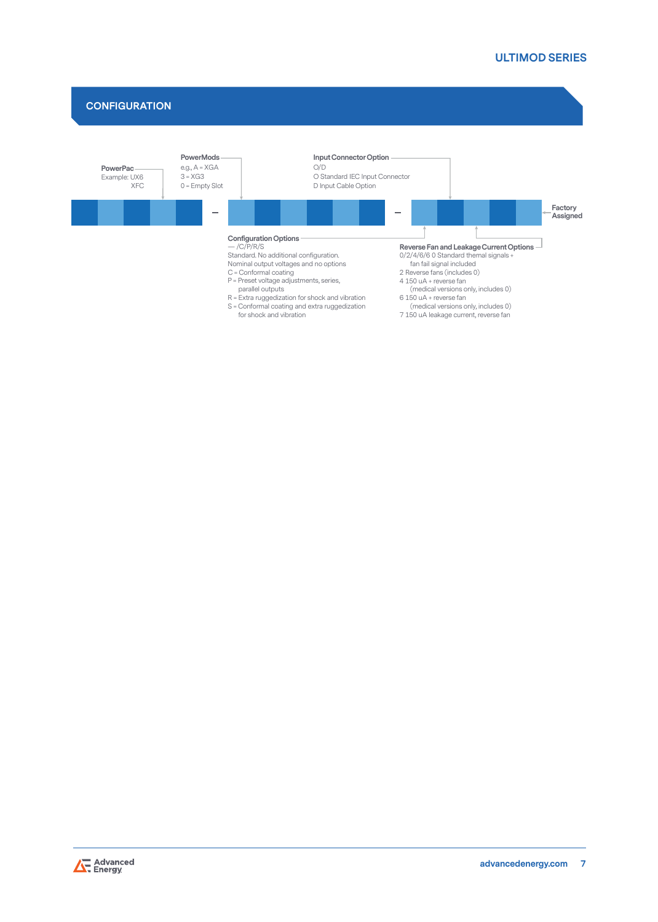## CONFIGURATION

**PowerPac**
Example: UX6
XFC

**PowerMods**
e.g., A = XGA
3 = XG3
0 = Empty Slot

**Input Connector Option**
O/D
O Standard IEC Input Connector
D Input Cable Option

**Factory Assigned**

**Configuration Options**
— /C/P/R/S
Standard. No additional configuration.
Nominal output voltages and no options
C = Conformal coating
P = Preset voltage adjustments, series, parallel outputs
R = Extra ruggedization for shock and vibration
S = Conformal coating and extra ruggedization for shock and vibration

**Reverse Fan and Leakage Current Options**
0/2/4/6/6 0 Standard themal signals + fan fail signal included
2 Reverse fans (includes 0)
4 150 uA + reverse fan (medical versions only, includes 0)
6 150 uA + reverse fan (medical versions only, includes 0)
7 150 uA leakage current, reverse fan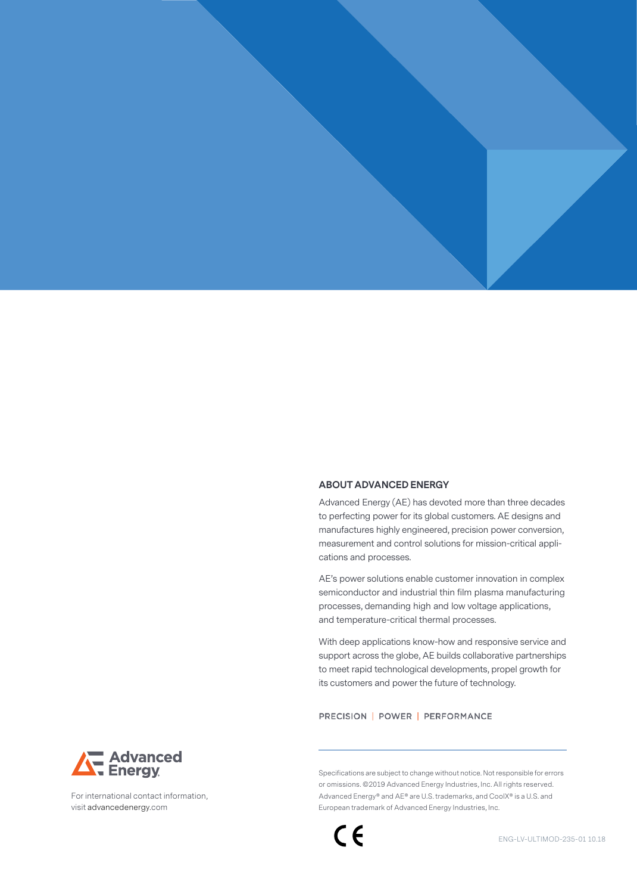## ABOUT ADVANCED ENERGY

Advanced Energy (AE) has devoted more than three decades to perfecting power for its global customers. AE designs and manufactures highly engineered, precision power conversion, measurement and control solutions for mission-critical applications and processes.

AE's power solutions enable customer innovation in complex semiconductor and industrial thin film plasma manufacturing processes, demanding high and low voltage applications, and temperature-critical thermal processes.

With deep applications know-how and responsive service and support across the globe, AE builds collaborative partnerships to meet rapid technological developments, propel growth for its customers and power the future of technology.

PRECISION | POWER | PERFORMANCE

Advanced Energy

For international contact information, visit advancedenergy.com

Specifications are subject to change without notice. Not responsible for errors or omissions. ©2019 Advanced Energy Industries, Inc. All rights reserved. Advanced Energy® and AE® are U.S. trademarks, and CoolX® is a U.S. and European trademark of Advanced Energy Industries, Inc.

CE

ENG-LV-ULTIMOD-235-01 10.18